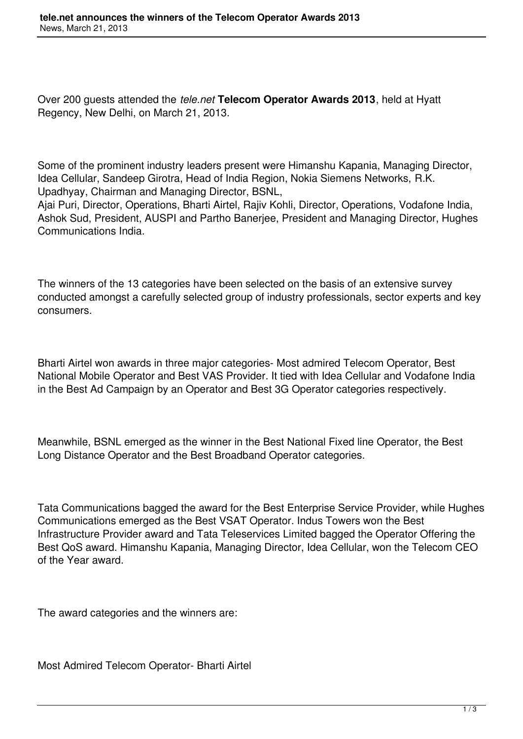Over 200 guests attended the *tele.net* **Telecom Operator Awards 2013**, held at Hyatt Regency, New Delhi, on March 21, 2013.

Some of the prominent industry leaders present were Himanshu Kapania, Managing Director, Idea Cellular, Sandeep Girotra, Head of India Region, Nokia Siemens Networks, R.K. Upadhyay, Chairman and Managing Director, BSNL,
Ajai Puri, Director, Operations, Bharti Airtel, Rajiv Kohli, Director, Operations, Vodafone India, Ashok Sud, President, AUSPI and Partho Banerjee, President and Managing Director, Hughes Communications India.

The winners of the 13 categories have been selected on the basis of an extensive survey conducted amongst a carefully selected group of industry professionals, sector experts and key consumers.

Bharti Airtel won awards in three major categories- Most admired Telecom Operator, Best National Mobile Operator and Best VAS Provider. It tied with Idea Cellular and Vodafone India in the Best Ad Campaign by an Operator and Best 3G Operator categories respectively.

Meanwhile, BSNL emerged as the winner in the Best National Fixed line Operator, the Best Long Distance Operator and the Best Broadband Operator categories.

Tata Communications bagged the award for the Best Enterprise Service Provider, while Hughes Communications emerged as the Best VSAT Operator. Indus Towers won the Best Infrastructure Provider award and Tata Teleservices Limited bagged the Operator Offering the Best QoS award. Himanshu Kapania, Managing Director, Idea Cellular, won the Telecom CEO of the Year award.

The award categories and the winners are:

Most Admired Telecom Operator- Bharti Airtel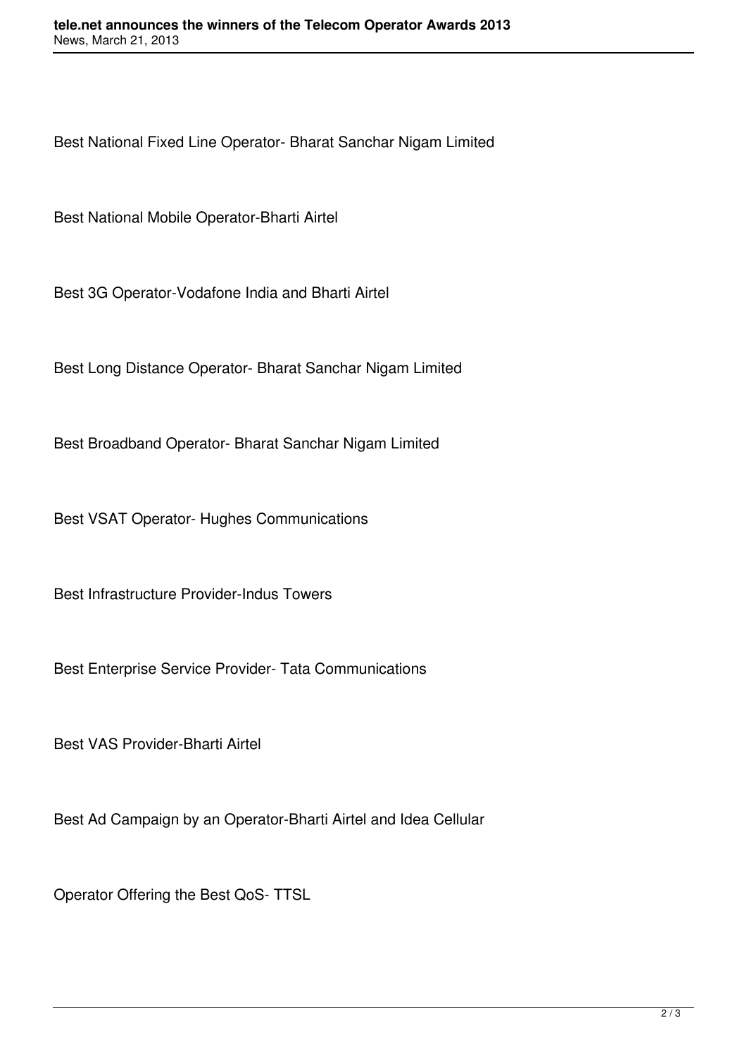Best National Fixed Line Operator- Bharat Sanchar Nigam Limited

Best National Mobile Operator-Bharti Airtel

Best 3G Operator-Vodafone India and Bharti Airtel

Best Long Distance Operator- Bharat Sanchar Nigam Limited

Best Broadband Operator- Bharat Sanchar Nigam Limited

Best VSAT Operator- Hughes Communications

Best Infrastructure Provider-Indus Towers

Best Enterprise Service Provider- Tata Communications

Best VAS Provider-Bharti Airtel

Best Ad Campaign by an Operator-Bharti Airtel and Idea Cellular

Operator Offering the Best QoS- TTSL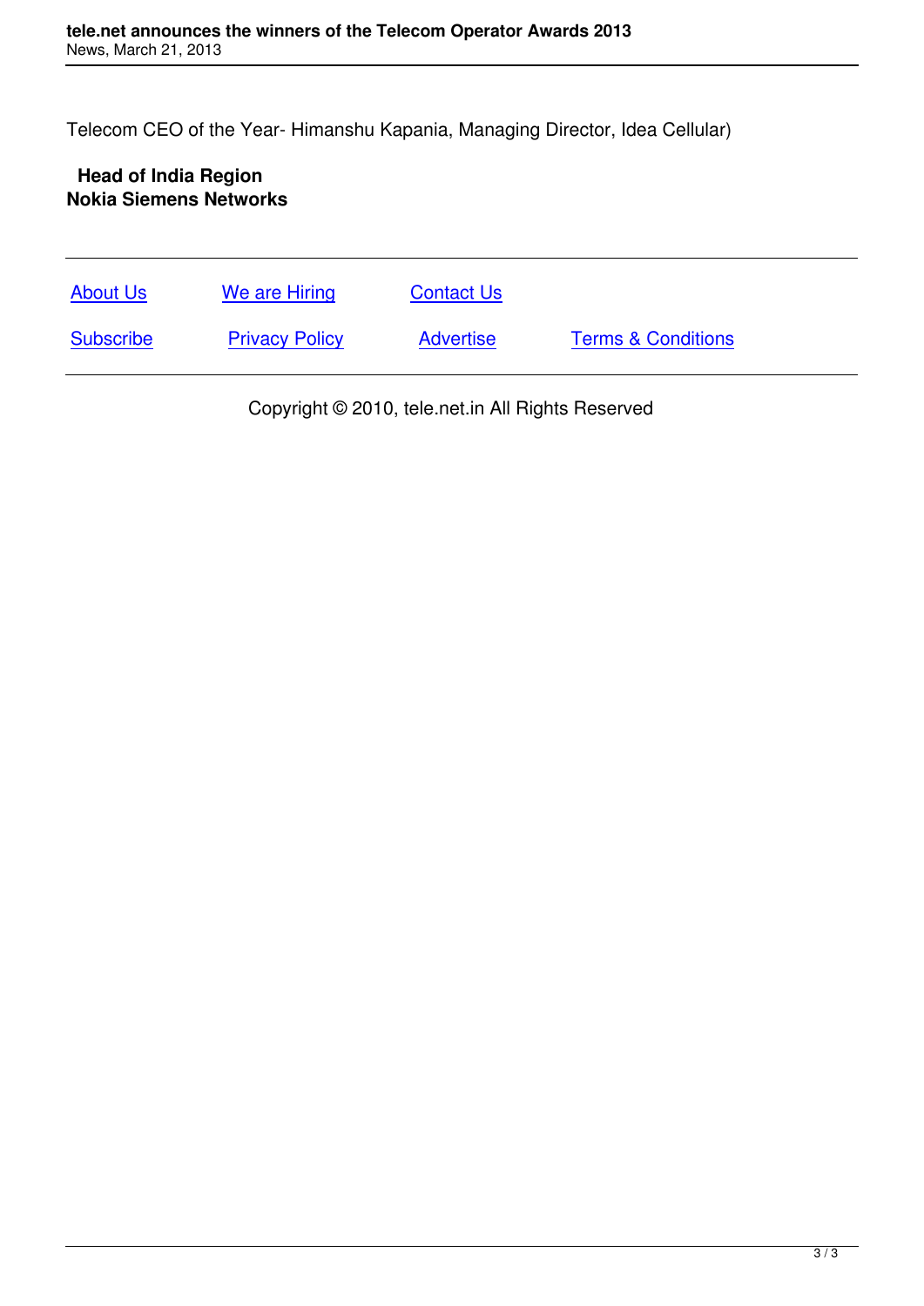Telecom CEO of the Year- Himanshu Kapania, Managing Director, Idea Cellular)

**Head of India Region**
**Nokia Siemens Networks**

---

| | | | |
|---|---|---|---|
| About Us | We are Hiring | Contact Us | |
| Subscribe | Privacy Policy | Advertise | Terms & Conditions |

---

Copyright © 2010, tele.net.in All Rights Reserved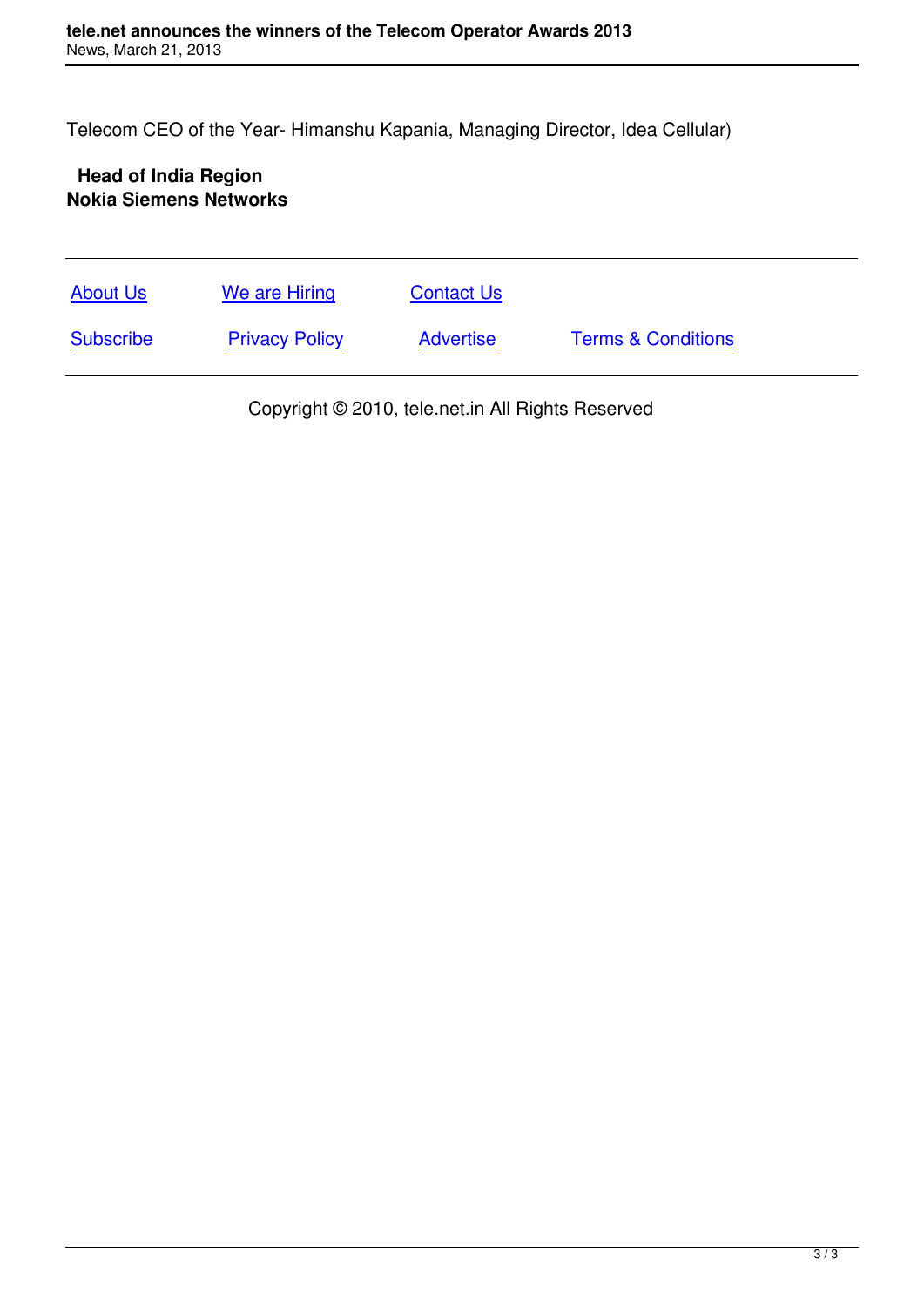Telecom CEO of the Year- Himanshu Kapania, Managing Director, Idea Cellular)

**Head of India Region**
**Nokia Siemens Networks**

---

| | | | |
|---|---|---|---|
| About Us | We are Hiring | Contact Us | |
| Subscribe | Privacy Policy | Advertise | Terms & Conditions |

---

Copyright © 2010, tele.net.in All Rights Reserved